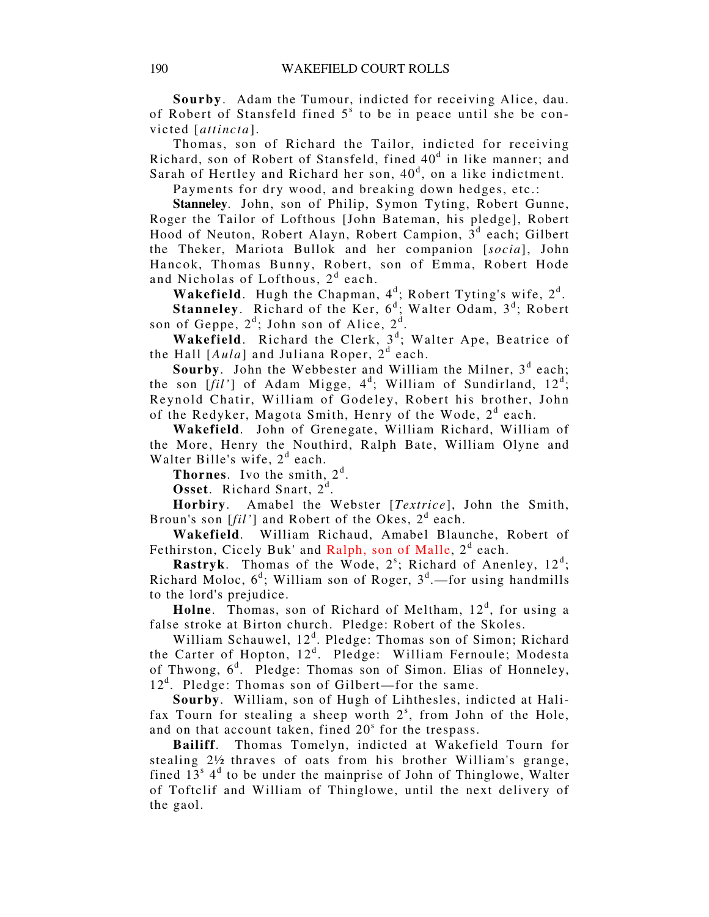**Sourby**. Adam the Tumour, indicted for receiving Alice, dau. of Robert of Stansfeld fined 5$^{s}$ to be in peace until she be convicted [*attincta*].

Thomas, son of Richard the Tailor, indicted for receiving Richard, son of Robert of Stansfeld, fined 40$^{d}$ in like manner; and Sarah of Hertley and Richard her son, 40$^{d}$, on a like indictment.

Payments for dry wood, and breaking down hedges, etc.:

**Stanneley**. John, son of Philip, Symon Tyting, Robert Gunne, Roger the Tailor of Lofthous [John Bateman, his pledge], Robert Hood of Neuton, Robert Alayn, Robert Campion, 3$^{d}$ each; Gilbert the Theker, Mariota Bullok and her companion [*socia*], John Hancok, Thomas Bunny, Robert, son of Emma, Robert Hode and Nicholas of Lofthous, 2$^{d}$ each.

**Wakefield**. Hugh the Chapman, 4$^{d}$; Robert Tyting's wife, 2$^{d}$.

**Stanneley**. Richard of the Ker, 6$^{d}$; Walter Odam, 3$^{d}$; Robert son of Geppe, 2$^{d}$; John son of Alice, 2$^{d}$.

**Wakefield**. Richard the Clerk, 3$^{d}$; Walter Ape, Beatrice of the Hall [*Aula*] and Juliana Roper, 2$^{d}$ each.

**Sourby**. John the Webbester and William the Milner, 3$^{d}$ each; the son [*fil'*] of Adam Migge, 4$^{d}$; William of Sundirland, 12$^{d}$; Reynold Chatir, William of Godeley, Robert his brother, John of the Redyker, Magota Smith, Henry of the Wode, 2$^{d}$ each.

**Wakefield**. John of Grenegate, William Richard, William of the More, Henry the Nouthird, Ralph Bate, William Olyne and Walter Bille's wife, 2$^{d}$ each.

**Thornes**. Ivo the smith, 2$^{d}$.

**Osset**. Richard Snart, 2$^{d}$.

**Horbiry**. Amabel the Webster [*Textrice*], John the Smith, Broun's son [*fil'*] and Robert of the Okes, 2$^{d}$ each.

**Wakefield**. William Richaud, Amabel Blaunche, Robert of Fethirston, Cicely Buk' and Ralph, son of Malle, 2$^{d}$ each.

**Rastryk**. Thomas of the Wode, 2$^{s}$; Richard of Anenley, 12$^{d}$; Richard Moloc, 6$^{d}$; William son of Roger, 3$^{d}$.—for using handmills to the lord's prejudice.

**Holne**. Thomas, son of Richard of Meltham, 12$^{d}$, for using a false stroke at Birton church. Pledge: Robert of the Skoles.

William Schauwel, 12$^{d}$. Pledge: Thomas son of Simon; Richard the Carter of Hopton, 12$^{d}$. Pledge: William Fernoule; Modesta of Thwong, 6$^{d}$. Pledge: Thomas son of Simon. Elias of Honneley, 12$^{d}$. Pledge: Thomas son of Gilbert—for the same.

**Sourby**. William, son of Hugh of Lihthesles, indicted at Halifax Tourn for stealing a sheep worth 2$^{s}$, from John of the Hole, and on that account taken, fined 20$^{s}$ for the trespass.

**Bailiff**. Thomas Tomelyn, indicted at Wakefield Tourn for stealing 2½ thraves of oats from his brother William's grange, fined 13$^{s}$ 4$^{d}$ to be under the mainprise of John of Thinglowe, Walter of Toftclif and William of Thinglowe, until the next delivery of the gaol.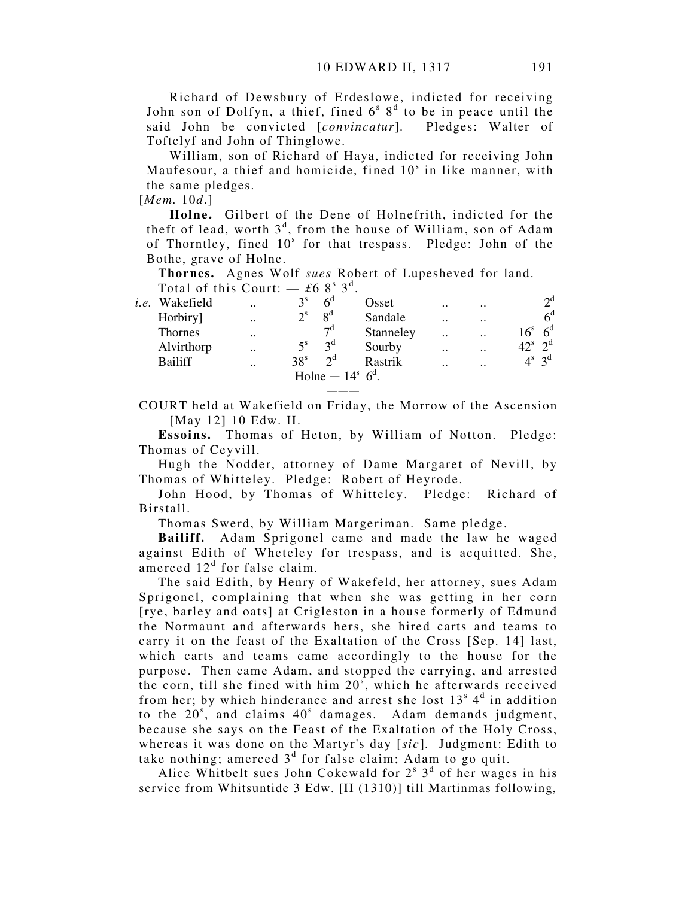Richard of Dewsbury of Erdeslowe, indicted for receiving John son of Dolfyn, a thief, fined $6^s$ $8^d$ to be in peace until the said John be convicted [*convincatur*]. Pledges: Walter of Toftclyf and John of Thinglowe.

William, son of Richard of Haya, indicted for receiving John Maufesour, a thief and homicide, fined $10^s$ in like manner, with the same pledges.

[*Mem.* 10*d*.]

**Holne.** Gilbert of the Dene of Holnefrith, indicted for the theft of lead, worth $3^d$, from the house of William, son of Adam of Thorntley, fined $10^s$ for that trespass. Pledge: John of the Bothe, grave of Holne.

**Thornes.** Agnes Wolf *sues* Robert of Lupesheved for land.

Total of this Court: — £6 $8^s$ $3^d$.

| | | | | | |
|---|---|---|---|---|---|
| *i.e.* Wakefield | .. | $3^s$ $6^d$ | Osset | .. .. | $2^d$ |
| Horbiry] | .. | $2^s$ $8^d$ | Sandale | .. .. | $6^d$ |
| Thornes | .. | $7^d$ | Stanneley | .. .. | $16^s$ $6^d$ |
| Alvirthorp | .. | $5^s$ $3^d$ | Sourby | .. .. | $42^s$ $2^d$ |
| Bailiff | .. | $38^s$ $2^d$ | Rastrik | .. .. | $4^s$ $3^d$ |

Holne — $14^s$ $6^d$.

———

COURT held at Wakefield on Friday, the Morrow of the Ascension [May 12] 10 Edw. II.

**Essoins.** Thomas of Heton, by William of Notton. Pledge: Thomas of Ceyvill.

Hugh the Nodder, attorney of Dame Margaret of Nevill, by Thomas of Whitteley. Pledge: Robert of Heyrode.

John Hood, by Thomas of Whitteley. Pledge: Richard of Birstall.

Thomas Swerd, by William Margeriman. Same pledge.

**Bailiff.** Adam Sprigonel came and made the law he waged against Edith of Wheteley for trespass, and is acquitted. She, amerced $12^d$ for false claim.

The said Edith, by Henry of Wakefeld, her attorney, sues Adam Sprigonel, complaining that when she was getting in her corn [rye, barley and oats] at Crigleston in a house formerly of Edmund the Normaunt and afterwards hers, she hired carts and teams to carry it on the feast of the Exaltation of the Cross [Sep. 14] last, which carts and teams came accordingly to the house for the purpose. Then came Adam, and stopped the carrying, and arrested the corn, till she fined with him $20^s$, which he afterwards received from her; by which hinderance and arrest she lost $13^s$ $4^d$ in addition to the $20^s$, and claims $40^s$ damages. Adam demands judgment, because she says on the Feast of the Exaltation of the Holy Cross, whereas it was done on the Martyr's day [*sic*]. Judgment: Edith to take nothing; amerced $3^d$ for false claim; Adam to go quit.

Alice Whitbelt sues John Cokewald for $2^s$ $3^d$ of her wages in his service from Whitsuntide 3 Edw. [II (1310)] till Martinmas following,